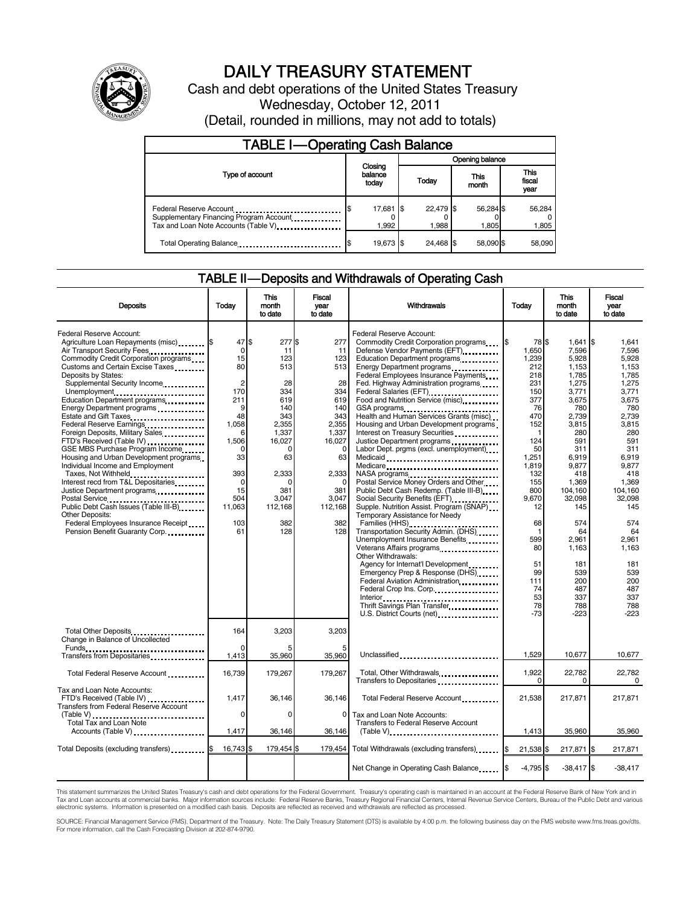# DAILY TREASURY STATEMENT

Cash and debt operations of the United States Treasury

Wednesday, October 12, 2011

(Detail, rounded in millions, may not add to totals)

## TABLE I—Operating Cash Balance

| Type of account | Closing balance today | Opening balance Today | Opening balance This month | Opening balance This fiscal year |
|---|---|---|---|---|
| Federal Reserve Account | $ 17,681 | $ 22,479 | $ 56,284 | $ 56,284 |
| Supplementary Financing Program Account | 0 | 0 | 0 | 0 |
| Tax and Loan Note Accounts (Table V) | 1,992 | 1,988 | 1,805 | 1,805 |
| Total Operating Balance | $ 19,673 | $ 24,468 | $ 58,090 | $ 58,090 |

## TABLE II—Deposits and Withdrawals of Operating Cash

| Deposits | Today | This month to date | Fiscal year to date | Withdrawals | Today | This month to date | Fiscal year to date |
|---|---|---|---|---|---|---|---|
| Federal Reserve Account: | | | | Federal Reserve Account: | | | |
| Agriculture Loan Repayments (misc) | $ 47 | $ 277 | $ 277 | Commodity Credit Corporation programs | $ 78 | $ 1,641 | $ 1,641 |
| Air Transport Security Fees | 0 | 11 | 11 | Defense Vendor Payments (EFT) | 1,650 | 7,596 | 7,596 |
| Commodity Credit Corporation programs | 15 | 123 | 123 | Education Department programs | 1,239 | 5,928 | 5,928 |
| Customs and Certain Excise Taxes | 80 | 513 | 513 | Energy Department programs | 212 | 1,153 | 1,153 |
| Deposits by States: | | | | Federal Employees Insurance Payments | 218 | 1,785 | 1,785 |
| Supplemental Security Income | 2 | 28 | 28 | Fed. Highway Administration programs | 231 | 1,275 | 1,275 |
| Unemployment | 170 | 334 | 334 | Federal Salaries (EFT) | 150 | 3,771 | 3,771 |
| Education Department programs | 211 | 619 | 619 | Food and Nutrition Service (misc) | 377 | 3,675 | 3,675 |
| Energy Department programs | 9 | 140 | 140 | GSA programs | 76 | 780 | 780 |
| Estate and Gift Taxes | 48 | 343 | 343 | Health and Human Services Grants (misc) | 470 | 2,739 | 2,739 |
| Federal Reserve Earnings | 1,058 | 2,355 | 2,355 | Housing and Urban Development programs | 152 | 3,815 | 3,815 |
| Foreign Deposits, Military Sales | 6 | 1,337 | 1,337 | Interest on Treasury Securities | 1 | 280 | 280 |
| FTD's Received (Table IV) | 1,506 | 16,027 | 16,027 | Justice Department programs | 124 | 591 | 591 |
| GSE MBS Purchase Program Income | 0 | 0 | 0 | Labor Dept. prgms (excl. unemployment) | 50 | 311 | 311 |
| Housing and Urban Development programs | 33 | 63 | 63 | Medicaid | 1,251 | 6,919 | 6,919 |
| Individual Income and Employment Taxes, Not Withheld | 393 | 2,333 | 2,333 | Medicare | 1,819 | 9,877 | 9,877 |
| Interest recd from T&L Depositaries | 0 | 0 | 0 | NASA programs | 132 | 418 | 418 |
| Justice Department programs | 15 | 381 | 381 | Postal Service Money Orders and Other | 155 | 1,369 | 1,369 |
| Postal Service | 504 | 3,047 | 3,047 | Public Debt Cash Redemp. (Table III-B) | 800 | 104,160 | 104,160 |
| Public Debt Cash Issues (Table III-B) | 11,063 | 112,168 | 112,168 | Social Security Benefits (EFT) | 9,670 | 32,098 | 32,098 |
| Other Deposits: | | | | Supple. Nutrition Assist. Program (SNAP) | 12 | 145 | 145 |
| Federal Employees Insurance Receipt | 103 | 382 | 382 | Temporary Assistance for Needy Families (HHS) | 68 | 574 | 574 |
| Pension Benefit Guaranty Corp. | 61 | 128 | 128 | Transportation Security Admin. (DHS) | 1 | 64 | 64 |
| | | | | Unemployment Insurance Benefits | 599 | 2,961 | 2,961 |
| | | | | Veterans Affairs programs | 80 | 1,163 | 1,163 |
| | | | | Other Withdrawals: | | | |
| | | | | Agency for Internat'l Development | 51 | 181 | 181 |
| | | | | Emergency Prep & Response (DHS) | 99 | 539 | 539 |
| | | | | Federal Aviation Administration | 111 | 200 | 200 |
| | | | | Federal Crop Ins. Corp. | 74 | 487 | 487 |
| | | | | Interior | 53 | 337 | 337 |
| | | | | Thrift Savings Plan Transfer | 78 | 788 | 788 |
| | | | | U.S. District Courts (net) | -73 | -223 | -223 |
| Total Other Deposits | 164 | 3,203 | 3,203 | | | | |
| Change in Balance of Uncollected Funds | 0 | 5 | 5 | | | | |
| Transfers from Depositaries | 1,413 | 35,960 | 35,960 | Unclassified | 1,529 | 10,677 | 10,677 |
| Total Federal Reserve Account | 16,739 | 179,267 | 179,267 | Total, Other Withdrawals | 1,922 | 22,782 | 22,782 |
| | | | | Transfers to Depositaries | 0 | 0 | 0 |
| Tax and Loan Note Accounts: | | | | | | | |
| FTD's Received (Table IV) | 1,417 | 36,146 | 36,146 | Total Federal Reserve Account | 21,538 | 217,871 | 217,871 |
| Transfers from Federal Reserve Account (Table V) | 0 | 0 | 0 | Tax and Loan Note Accounts: | | | |
| Total Tax and Loan Note Accounts (Table V) | 1,417 | 36,146 | 36,146 | Transfers to Federal Reserve Account (Table V) | 1,413 | 35,960 | 35,960 |
| Total Deposits (excluding transfers) | $ 16,743 | $ 179,454 | $ 179,454 | Total Withdrawals (excluding transfers) | $ 21,538 | $ 217,871 | $ 217,871 |
| | | | | Net Change in Operating Cash Balance | $ -4,795 | $ -38,417 | $ -38,417 |

This statement summarizes the United States Treasury's cash and debt operations for the Federal Government. Treasury's operating cash is maintained in an account at the Federal Reserve Bank of New York and in Tax and Loan accounts at commercial banks. Major information sources include: Federal Reserve Banks, Treasury Regional Financial Centers, Internal Revenue Service Centers, Bureau of the Public Debt and various electronic systems. Information is presented on a modified cash basis. Deposits are reflected as received and withdrawals are reflected as processed.

SOURCE: Financial Management Service (FMS), Department of the Treasury. Note: The Daily Treasury Statement (DTS) is available by 4:00 p.m. the following business day on the FMS website www.fms.treas.gov/dts. For more information, call the Cash Forecasting Division at 202-874-9790.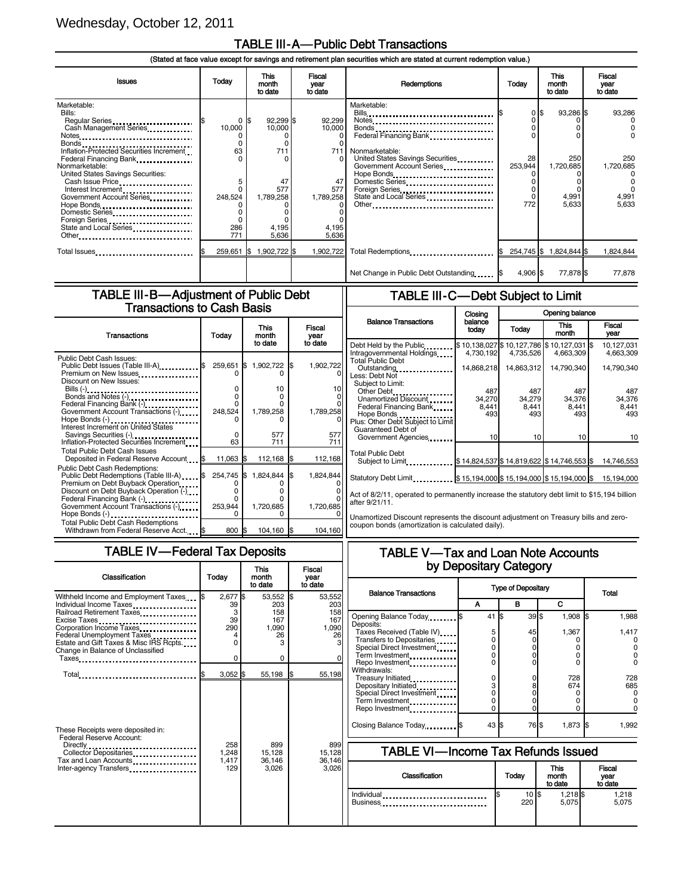Wednesday, October 12, 2011

## TABLE III-A—Public Debt Transactions

(Stated at face value except for savings and retirement plan securities which are stated at current redemption value.)

| Issues | Today | This month to date | Fiscal year to date |
|---|---|---|---|
| Marketable: | | | |
| Bills: | | | |
| Regular Series | $ 0 | $ 92,299 | $ 92,299 |
| Cash Management Series | 10,000 | 10,000 | 10,000 |
| Notes | 0 | 0 | 0 |
| Bonds | 0 | 0 | 0 |
| Inflation-Protected Securities Increment | 63 | 711 | 711 |
| Federal Financing Bank | 0 | 0 | 0 |
| Nonmarketable: | | | |
| United States Savings Securities: | | | |
| Cash Issue Price | 5 | 47 | 47 |
| Interest Increment | 0 | 577 | 577 |
| Government Account Series | 248,524 | 1,789,258 | 1,789,258 |
| Hope Bonds | 0 | 0 | 0 |
| Domestic Series | 0 | 0 | 0 |
| Foreign Series | 0 | 0 | 0 |
| State and Local Series | 286 | 4,195 | 4,195 |
| Other | 771 | 5,636 | 5,636 |
| Total Issues | $ 259,651 | $ 1,902,722 | $ 1,902,722 |

| Redemptions | Today | This month to date | Fiscal year to date |
|---|---|---|---|
| Marketable: | | | |
| Bills | $ 0 | $ 93,286 | $ 93,286 |
| Notes | 0 | 0 | 0 |
| Bonds | 0 | 0 | 0 |
| Federal Financing Bank | 0 | 0 | 0 |
| Nonmarketable: | | | |
| United States Savings Securities | 28 | 250 | 250 |
| Government Account Series | 253,944 | 1,720,685 | 1,720,685 |
| Hope Bonds | 0 | 0 | 0 |
| Domestic Series | 0 | 0 | 0 |
| Foreign Series | 0 | 0 | 0 |
| State and Local Series | 0 | 4,991 | 4,991 |
| Other | 772 | 5,633 | 5,633 |
| Total Redemptions | $ 254,745 | $ 1,824,844 | $ 1,824,844 |
| Net Change in Public Debt Outstanding | $ 4,906 | $ 77,878 | $ 77,878 |

## TABLE III-B—Adjustment of Public Debt Transactions to Cash Basis

| Transactions | Today | This month to date | Fiscal year to date |
|---|---|---|---|
| Public Debt Cash Issues: | | | |
| Public Debt Issues (Table III-A) | $ 259,651 | $ 1,902,722 | $ 1,902,722 |
| Premium on New Issues | 0 | 0 | 0 |
| Discount on New Issues: | | | |
| Bills (-) | 0 | 10 | 10 |
| Bonds and Notes (-) | 0 | 0 | 0 |
| Federal Financing Bank (-) | 0 | 0 | 0 |
| Government Account Transactions (-) | 248,524 | 1,789,258 | 1,789,258 |
| Hope Bonds (-) | 0 | 0 | 0 |
| Interest Increment on United States Savings Securities (-) | 0 | 577 | 577 |
| Inflation-Protected Securities Increment | 63 | 711 | 711 |
| Total Public Debt Cash Issues Deposited in Federal Reserve Account | $ 11,063 | $ 112,168 | $ 112,168 |
| Public Debt Cash Redemptions: | | | |
| Public Debt Redemptions (Table III-A) | $ 254,745 | $ 1,824,844 | $ 1,824,844 |
| Premium on Debt Buyback Operation | 0 | 0 | 0 |
| Discount on Debt Buyback Operation (-) | 0 | 0 | 0 |
| Federal Financing Bank (-) | 0 | 0 | 0 |
| Government Account Transactions (-) | 253,944 | 1,720,685 | 1,720,685 |
| Hope Bonds (-) | 0 | 0 | 0 |
| Total Public Debt Cash Redemptions Withdrawn from Federal Reserve Acct. | $ 800 | $ 104,160 | $ 104,160 |

## TABLE III-C—Debt Subject to Limit

| Balance Transactions | Closing balance today | Opening balance Today | Opening balance This month | Opening balance Fiscal year |
|---|---|---|---|---|
| Debt Held by the Public | $ 10,138,027 | $ 10,127,786 | $ 10,127,031 | $ 10,127,031 |
| Intragovernmental Holdings | 4,730,192 | 4,735,526 | 4,663,309 | 4,663,309 |
| Total Public Debt Outstanding | 14,868,218 | 14,863,312 | 14,790,340 | 14,790,340 |
| Less: Debt Not Subject to Limit: | | | | |
| Other Debt | 487 | 487 | 487 | 487 |
| Unamortized Discount | 34,270 | 34,279 | 34,376 | 34,376 |
| Federal Financing Bank | 8,441 | 8,441 | 8,441 | 8,441 |
| Hope Bonds | 493 | 493 | 493 | 493 |
| Plus: Other Debt Subject to Limit Guaranteed Debt of Government Agencies | 10 | 10 | 10 | 10 |
| Total Public Debt Subject to Limit | $ 14,824,537 | $ 14,819,622 | $ 14,746,553 | $ 14,746,553 |
| Statutory Debt Limit | $ 15,194,000 | $ 15,194,000 | $ 15,194,000 | $ 15,194,000 |

Act of 8/2/11, operated to permanently increase the statutory debt limit to $15,194 billion after 9/21/11.

Unamortized Discount represents the discount adjustment on Treasury bills and zero-coupon bonds (amortization is calculated daily).

## TABLE IV—Federal Tax Deposits

| Classification | Today | This month to date | Fiscal year to date |
|---|---|---|---|
| Withheld Income and Employment Taxes | $ 2,677 | $ 53,552 | $ 53,552 |
| Individual Income Taxes | 39 | 203 | 203 |
| Railroad Retirement Taxes | 3 | 158 | 158 |
| Excise Taxes | 39 | 167 | 167 |
| Corporation Income Taxes | 290 | 1,090 | 1,090 |
| Federal Unemployment Taxes | 4 | 26 | 26 |
| Estate and Gift Taxes & Misc IRS Rcpts. | 0 | 3 | 3 |
| Change in Balance of Unclassified Taxes | 0 | 0 | 0 |
| Total | $ 3,052 | $ 55,198 | $ 55,198 |
| These Receipts were deposited in: | | | |
| Federal Reserve Account: | | | |
| Directly | 258 | 899 | 899 |
| Collector Depositaries | 1,248 | 15,128 | 15,128 |
| Tax and Loan Accounts | 1,417 | 36,146 | 36,146 |
| Inter-agency Transfers | 129 | 3,026 | 3,026 |

## TABLE V—Tax and Loan Note Accounts by Depositary Category

| Balance Transactions | A | B | C | Total |
|---|---|---|---|---|
| Opening Balance Today | $ 41 | $ 39 | $ 1,908 | $ 1,988 |
| Deposits: | | | | |
| Taxes Received (Table IV) | 5 | 45 | 1,367 | 1,417 |
| Transfers to Depositaries | 0 | 0 | 0 | 0 |
| Special Direct Investment | 0 | 0 | 0 | 0 |
| Term Investment | 0 | 0 | 0 | 0 |
| Repo Investment | 0 | 0 | 0 | 0 |
| Withdrawals: | | | | |
| Treasury Initiated | 0 | 0 | 728 | 728 |
| Depositary Initiated | 3 | 8 | 674 | 685 |
| Special Direct Investment | 0 | 0 | 0 | 0 |
| Term Investment | 0 | 0 | 0 | 0 |
| Repo Investment | 0 | 0 | 0 | 0 |
| Closing Balance Today | $ 43 | $ 76 | $ 1,873 | $ 1,992 |

## TABLE VI—Income Tax Refunds Issued

| Classification | Today | This month to date | Fiscal year to date |
|---|---|---|---|
| Individual | $ 10 | $ 1,218 | $ 1,218 |
| Business | 220 | 5,075 | 5,075 |